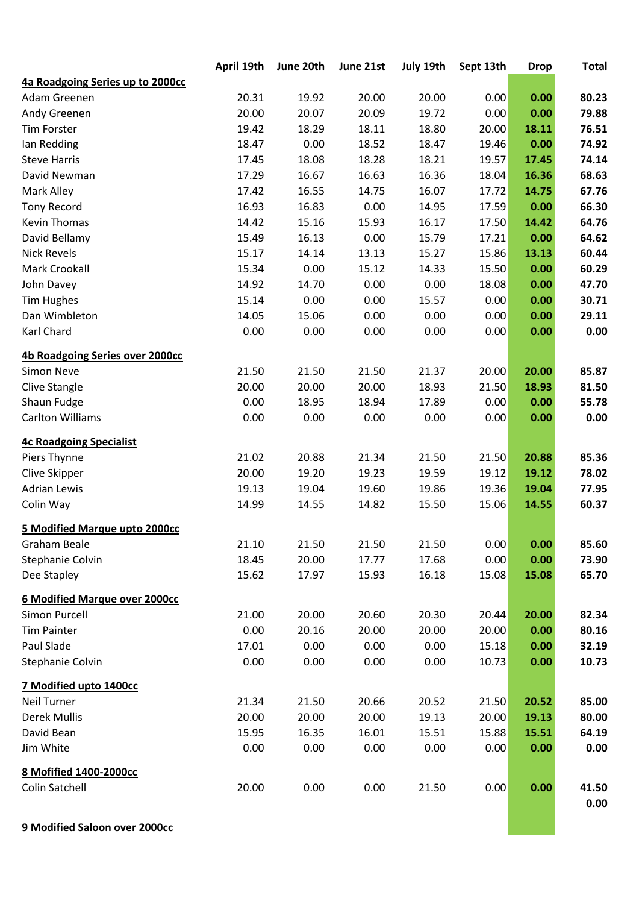| | April 19th | June 20th | June 21st | July 19th | Sept 13th | Drop | Total |
|---|---|---|---|---|---|---|---|
| **4a Roadgoing Series up to 2000cc** | | | | | | | |
| Adam Greenen | 20.31 | 19.92 | 20.00 | 20.00 | 0.00 | **0.00** | **80.23** |
| Andy Greenen | 20.00 | 20.07 | 20.09 | 19.72 | 0.00 | **0.00** | **79.88** |
| Tim Forster | 19.42 | 18.29 | 18.11 | 18.80 | 20.00 | **18.11** | **76.51** |
| Ian Redding | 18.47 | 0.00 | 18.52 | 18.47 | 19.46 | **0.00** | **74.92** |
| Steve Harris | 17.45 | 18.08 | 18.28 | 18.21 | 19.57 | **17.45** | **74.14** |
| David Newman | 17.29 | 16.67 | 16.63 | 16.36 | 18.04 | **16.36** | **68.63** |
| Mark Alley | 17.42 | 16.55 | 14.75 | 16.07 | 17.72 | **14.75** | **67.76** |
| Tony Record | 16.93 | 16.83 | 0.00 | 14.95 | 17.59 | **0.00** | **66.30** |
| Kevin Thomas | 14.42 | 15.16 | 15.93 | 16.17 | 17.50 | **14.42** | **64.76** |
| David Bellamy | 15.49 | 16.13 | 0.00 | 15.79 | 17.21 | **0.00** | **64.62** |
| Nick Revels | 15.17 | 14.14 | 13.13 | 15.27 | 15.86 | **13.13** | **60.44** |
| Mark Crookall | 15.34 | 0.00 | 15.12 | 14.33 | 15.50 | **0.00** | **60.29** |
| John Davey | 14.92 | 14.70 | 0.00 | 0.00 | 18.08 | **0.00** | **47.70** |
| Tim Hughes | 15.14 | 0.00 | 0.00 | 15.57 | 0.00 | **0.00** | **30.71** |
| Dan Wimbleton | 14.05 | 15.06 | 0.00 | 0.00 | 0.00 | **0.00** | **29.11** |
| Karl Chard | 0.00 | 0.00 | 0.00 | 0.00 | 0.00 | **0.00** | **0.00** |
| **4b Roadgoing Series over 2000cc** | | | | | | | |
| Simon Neve | 21.50 | 21.50 | 21.50 | 21.37 | 20.00 | **20.00** | **85.87** |
| Clive Stangle | 20.00 | 20.00 | 20.00 | 18.93 | 21.50 | **18.93** | **81.50** |
| Shaun Fudge | 0.00 | 18.95 | 18.94 | 17.89 | 0.00 | **0.00** | **55.78** |
| Carlton Williams | 0.00 | 0.00 | 0.00 | 0.00 | 0.00 | **0.00** | **0.00** |
| **4c Roadgoing Specialist** | | | | | | | |
| Piers Thynne | 21.02 | 20.88 | 21.34 | 21.50 | 21.50 | **20.88** | **85.36** |
| Clive Skipper | 20.00 | 19.20 | 19.23 | 19.59 | 19.12 | **19.12** | **78.02** |
| Adrian Lewis | 19.13 | 19.04 | 19.60 | 19.86 | 19.36 | **19.04** | **77.95** |
| Colin Way | 14.99 | 14.55 | 14.82 | 15.50 | 15.06 | **14.55** | **60.37** |
| **5 Modified Marque upto 2000cc** | | | | | | | |
| Graham Beale | 21.10 | 21.50 | 21.50 | 21.50 | 0.00 | **0.00** | **85.60** |
| Stephanie Colvin | 18.45 | 20.00 | 17.77 | 17.68 | 0.00 | **0.00** | **73.90** |
| Dee Stapley | 15.62 | 17.97 | 15.93 | 16.18 | 15.08 | **15.08** | **65.70** |
| **6 Modified Marque over 2000cc** | | | | | | | |
| Simon Purcell | 21.00 | 20.00 | 20.60 | 20.30 | 20.44 | **20.00** | **82.34** |
| Tim Painter | 0.00 | 20.16 | 20.00 | 20.00 | 20.00 | **0.00** | **80.16** |
| Paul Slade | 17.01 | 0.00 | 0.00 | 0.00 | 15.18 | **0.00** | **32.19** |
| Stephanie Colvin | 0.00 | 0.00 | 0.00 | 0.00 | 10.73 | **0.00** | **10.73** |
| **7 Modified upto 1400cc** | | | | | | | |
| Neil Turner | 21.34 | 21.50 | 20.66 | 20.52 | 21.50 | **20.52** | **85.00** |
| Derek Mullis | 20.00 | 20.00 | 20.00 | 19.13 | 20.00 | **19.13** | **80.00** |
| David Bean | 15.95 | 16.35 | 16.01 | 15.51 | 15.88 | **15.51** | **64.19** |
| Jim White | 0.00 | 0.00 | 0.00 | 0.00 | 0.00 | **0.00** | **0.00** |
| **8 Mofified 1400-2000cc** | | | | | | | |
| Colin Satchell | 20.00 | 0.00 | 0.00 | 21.50 | 0.00 | **0.00** | **41.50** |
| | | | | | | | **0.00** |
| **9 Modified Saloon over 2000cc** | | | | | | | |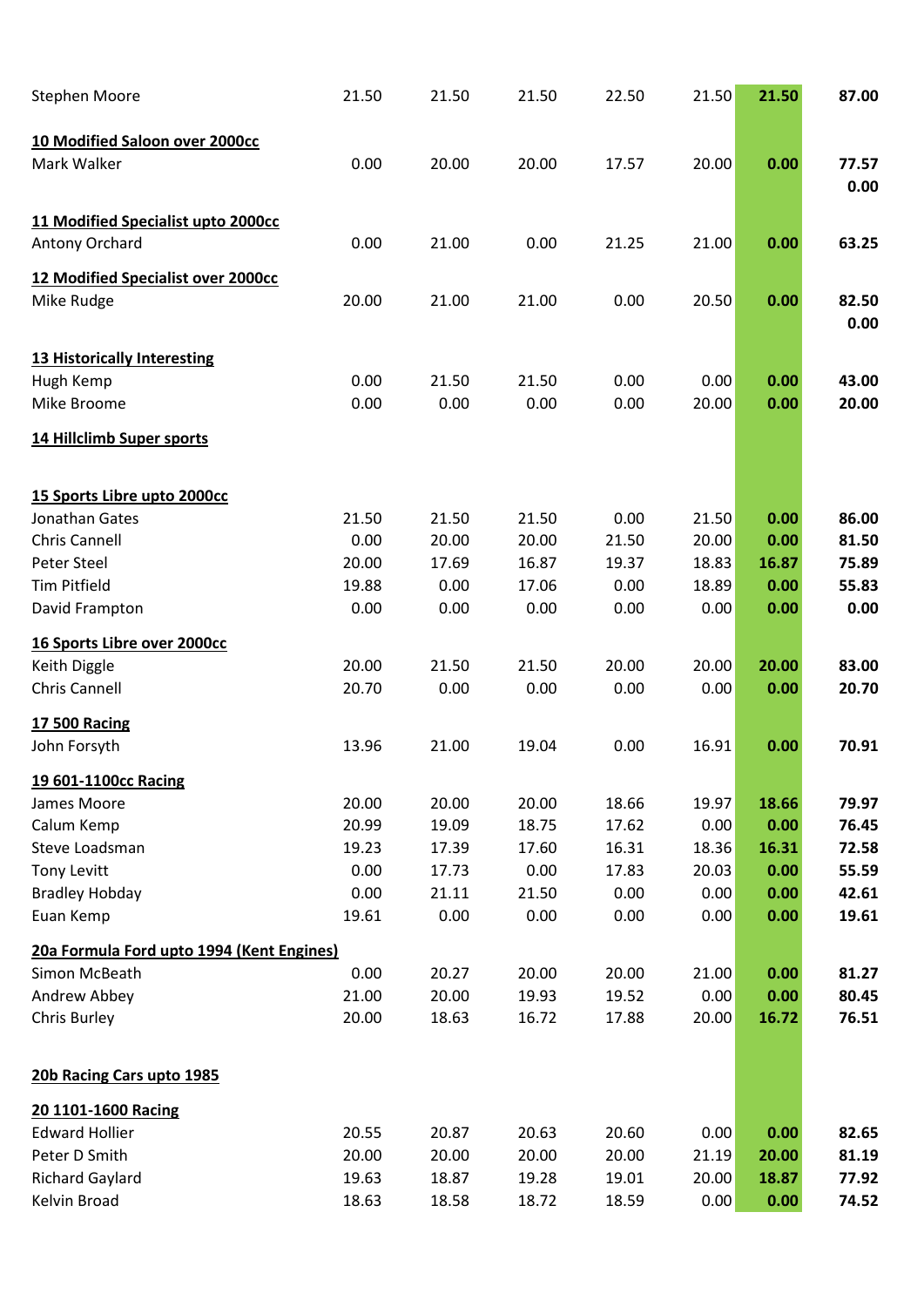| | | | | | | | |
|---|---|---|---|---|---|---|---|
| Stephen Moore | 21.50 | 21.50 | 21.50 | 22.50 | 21.50 | **21.50** | **87.00** |
| **10 Modified Saloon over 2000cc** | | | | | | | |
| Mark Walker | 0.00 | 20.00 | 20.00 | 17.57 | 20.00 | **0.00** | **77.57** |
| | | | | | | | **0.00** |
| **11 Modified Specialist upto 2000cc** | | | | | | | |
| Antony Orchard | 0.00 | 21.00 | 0.00 | 21.25 | 21.00 | **0.00** | **63.25** |
| **12 Modified Specialist over 2000cc** | | | | | | | |
| Mike Rudge | 20.00 | 21.00 | 21.00 | 0.00 | 20.50 | **0.00** | **82.50** |
| | | | | | | | **0.00** |
| **13 Historically Interesting** | | | | | | | |
| Hugh Kemp | 0.00 | 21.50 | 21.50 | 0.00 | 0.00 | **0.00** | **43.00** |
| Mike Broome | 0.00 | 0.00 | 0.00 | 0.00 | 20.00 | **0.00** | **20.00** |
| **14 Hillclimb Super sports** | | | | | | | |
| **15 Sports Libre upto 2000cc** | | | | | | | |
| Jonathan Gates | 21.50 | 21.50 | 21.50 | 0.00 | 21.50 | **0.00** | **86.00** |
| Chris Cannell | 0.00 | 20.00 | 20.00 | 21.50 | 20.00 | **0.00** | **81.50** |
| Peter Steel | 20.00 | 17.69 | 16.87 | 19.37 | 18.83 | **16.87** | **75.89** |
| Tim Pitfield | 19.88 | 0.00 | 17.06 | 0.00 | 18.89 | **0.00** | **55.83** |
| David Frampton | 0.00 | 0.00 | 0.00 | 0.00 | 0.00 | **0.00** | **0.00** |
| **16 Sports Libre over 2000cc** | | | | | | | |
| Keith Diggle | 20.00 | 21.50 | 21.50 | 20.00 | 20.00 | **20.00** | **83.00** |
| Chris Cannell | 20.70 | 0.00 | 0.00 | 0.00 | 0.00 | **0.00** | **20.70** |
| **17 500 Racing** | | | | | | | |
| John Forsyth | 13.96 | 21.00 | 19.04 | 0.00 | 16.91 | **0.00** | **70.91** |
| **19 601-1100cc Racing** | | | | | | | |
| James Moore | 20.00 | 20.00 | 20.00 | 18.66 | 19.97 | **18.66** | **79.97** |
| Calum Kemp | 20.99 | 19.09 | 18.75 | 17.62 | 0.00 | **0.00** | **76.45** |
| Steve Loadsman | 19.23 | 17.39 | 17.60 | 16.31 | 18.36 | **16.31** | **72.58** |
| Tony Levitt | 0.00 | 17.73 | 0.00 | 17.83 | 20.03 | **0.00** | **55.59** |
| Bradley Hobday | 0.00 | 21.11 | 21.50 | 0.00 | 0.00 | **0.00** | **42.61** |
| Euan Kemp | 19.61 | 0.00 | 0.00 | 0.00 | 0.00 | **0.00** | **19.61** |
| **20a Formula Ford upto 1994 (Kent Engines)** | | | | | | | |
| Simon McBeath | 0.00 | 20.27 | 20.00 | 20.00 | 21.00 | **0.00** | **81.27** |
| Andrew Abbey | 21.00 | 20.00 | 19.93 | 19.52 | 0.00 | **0.00** | **80.45** |
| Chris Burley | 20.00 | 18.63 | 16.72 | 17.88 | 20.00 | **16.72** | **76.51** |
| **20b Racing Cars upto 1985** | | | | | | | |
| **20 1101-1600 Racing** | | | | | | | |
| Edward Hollier | 20.55 | 20.87 | 20.63 | 20.60 | 0.00 | **0.00** | **82.65** |
| Peter D Smith | 20.00 | 20.00 | 20.00 | 20.00 | 21.19 | **20.00** | **81.19** |
| Richard Gaylard | 19.63 | 18.87 | 19.28 | 19.01 | 20.00 | **18.87** | **77.92** |
| Kelvin Broad | 18.63 | 18.58 | 18.72 | 18.59 | 0.00 | **0.00** | **74.52** |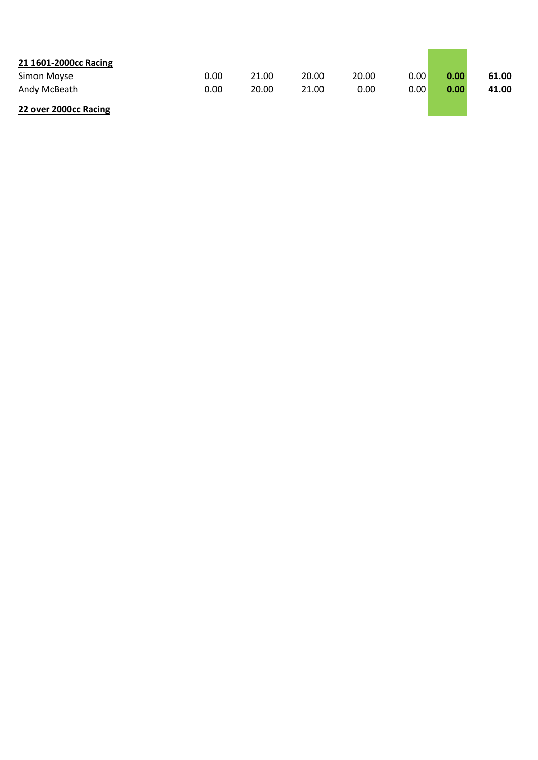**21 1601-2000cc Racing**

| | | | | | | | |
|---|---|---|---|---|---|---|---|
| Simon Moyse | 0.00 | 21.00 | 20.00 | 20.00 | 0.00 | **0.00** | **61.00** |
| Andy McBeath | 0.00 | 20.00 | 21.00 | 0.00 | 0.00 | **0.00** | **41.00** |

**22 over 2000cc Racing**